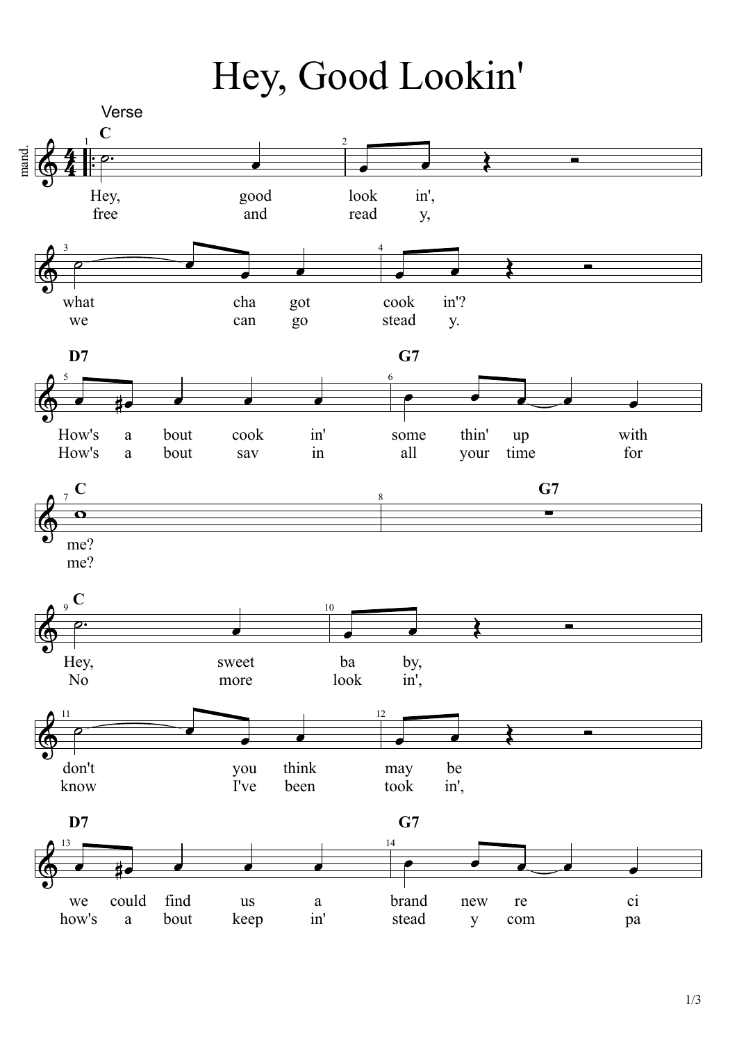# Hey, Good Lookin'

Verse

mand.

| Measure | Chord | Verse 1 | Verse 2 |
|---|---|---|---|
| 1 | C | Hey, good | free and |
| 2 | | look in', | read y, |
| 3 | | what cha got | we can go |
| 4 | | cook in'? | stead y. |
| 5 | D7 | How's a bout cook in' | How's a bout sav in |
| 6 | G7 | some thin' up with | all your time for |
| 7 | C | me? | me? |
| 8 | G7 | | |
| 9 | C | Hey, sweet | No more |
| 10 | | ba by, | look in', |
| 11 | | don't you think | know I've been |
| 12 | | may be | took in', |
| 13 | D7 | we could find us a | how's a bout keep in' |
| 14 | G7 | brand new re ci | stead y com pa |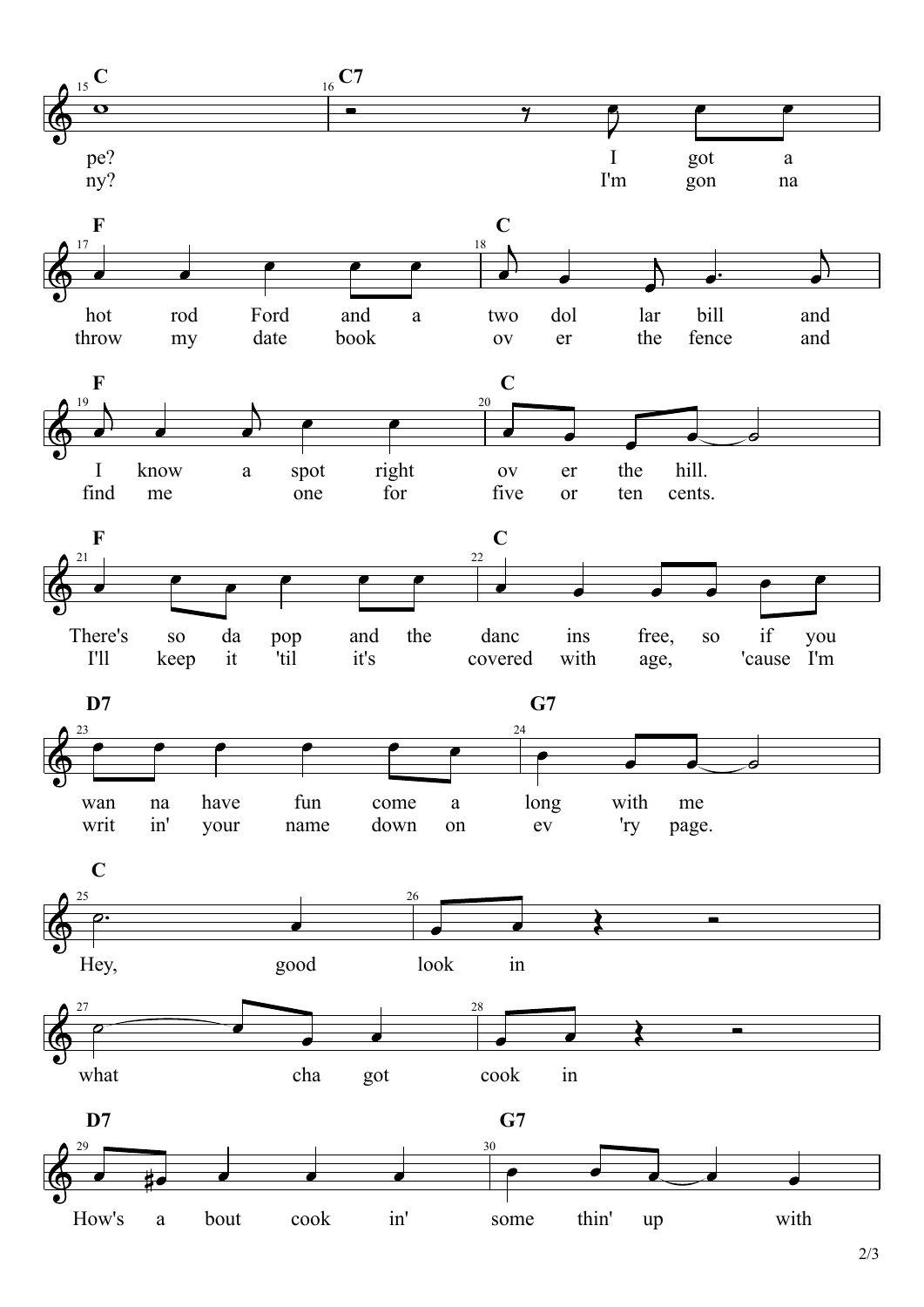**C** (15) · **C7** (16)

pe? I got a
ny? I'm gon na

**F** (17) · **C** (18)

hot rod Ford and a two dol lar bill and
throw my date book ov er the fence and

**F** (19) · **C** (20)

I know a spot right ov er the hill.
find me one for five or ten cents.

**F** (21) · **C** (22)

There's so da pop and the danc ins free, so if you
I'll keep it 'til it's covered with age, 'cause I'm

**D7** (23) · **G7** (24)

wan na have fun come a long with me
writ in' your name down on ev 'ry page.

**C** (25) · (26)

Hey, good look in

(27) · (28)

what cha got cook in

**D7** (29) · **G7** (30)

How's a bout cook in' some thin' up with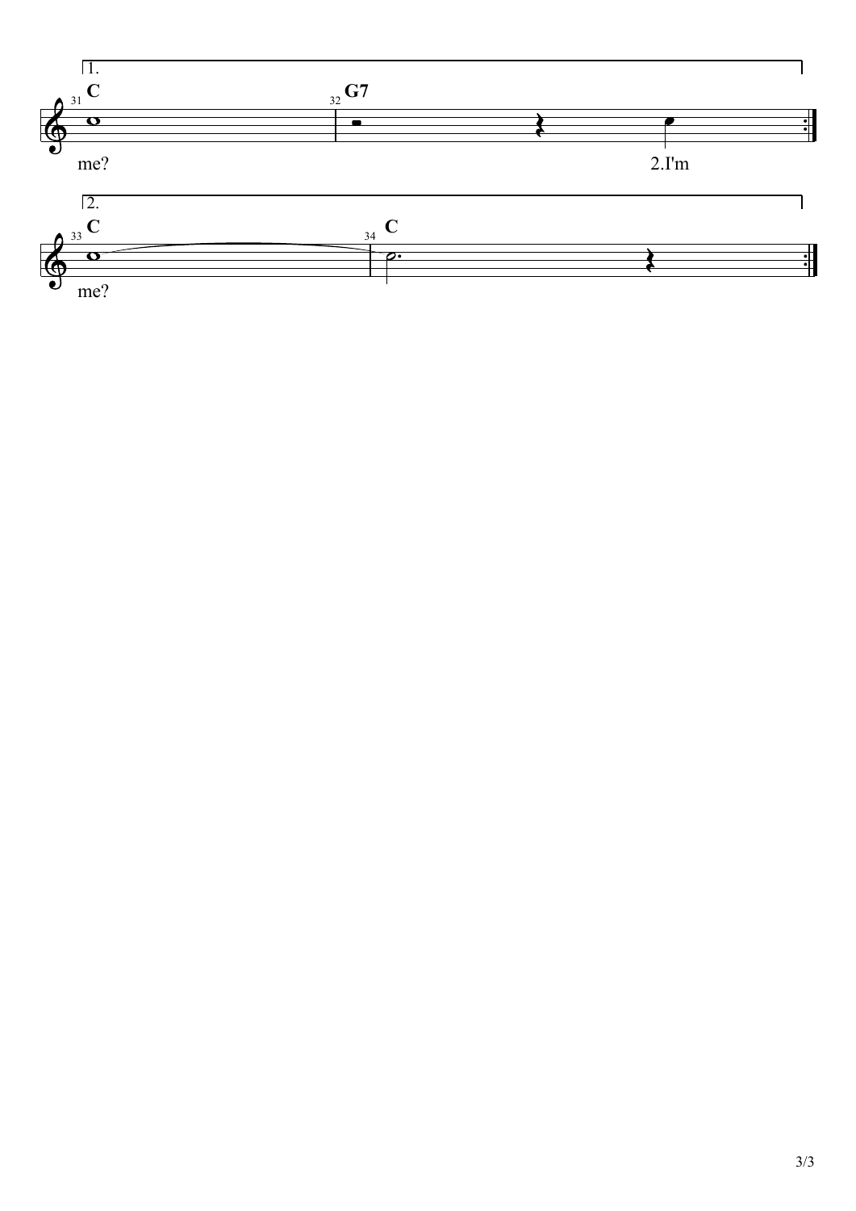1.

C G7

me? 2.I'm

2.

C C

me?